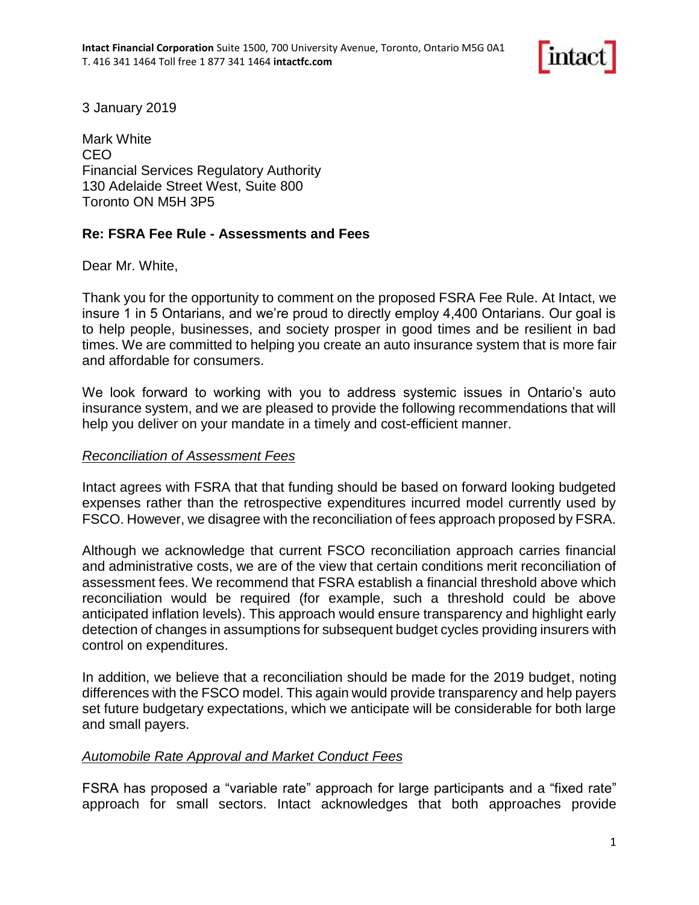**Intact Financial Corporation** Suite 1500, 700 University Avenue, Toronto, Ontario M5G 0A1
T. 416 341 1464 Toll free 1 877 341 1464 **intactfc.com**

3 January 2019

Mark White
CEO
Financial Services Regulatory Authority
130 Adelaide Street West, Suite 800
Toronto ON M5H 3P5

**Re: FSRA Fee Rule - Assessments and Fees**

Dear Mr. White,

Thank you for the opportunity to comment on the proposed FSRA Fee Rule. At Intact, we insure 1 in 5 Ontarians, and we're proud to directly employ 4,400 Ontarians. Our goal is to help people, businesses, and society prosper in good times and be resilient in bad times. We are committed to helping you create an auto insurance system that is more fair and affordable for consumers.

We look forward to working with you to address systemic issues in Ontario's auto insurance system, and we are pleased to provide the following recommendations that will help you deliver on your mandate in a timely and cost-efficient manner.

*Reconciliation of Assessment Fees*

Intact agrees with FSRA that that funding should be based on forward looking budgeted expenses rather than the retrospective expenditures incurred model currently used by FSCO. However, we disagree with the reconciliation of fees approach proposed by FSRA.

Although we acknowledge that current FSCO reconciliation approach carries financial and administrative costs, we are of the view that certain conditions merit reconciliation of assessment fees. We recommend that FSRA establish a financial threshold above which reconciliation would be required (for example, such a threshold could be above anticipated inflation levels). This approach would ensure transparency and highlight early detection of changes in assumptions for subsequent budget cycles providing insurers with control on expenditures.

In addition, we believe that a reconciliation should be made for the 2019 budget, noting differences with the FSCO model. This again would provide transparency and help payers set future budgetary expectations, which we anticipate will be considerable for both large and small payers.

*Automobile Rate Approval and Market Conduct Fees*

FSRA has proposed a "variable rate" approach for large participants and a "fixed rate" approach for small sectors. Intact acknowledges that both approaches provide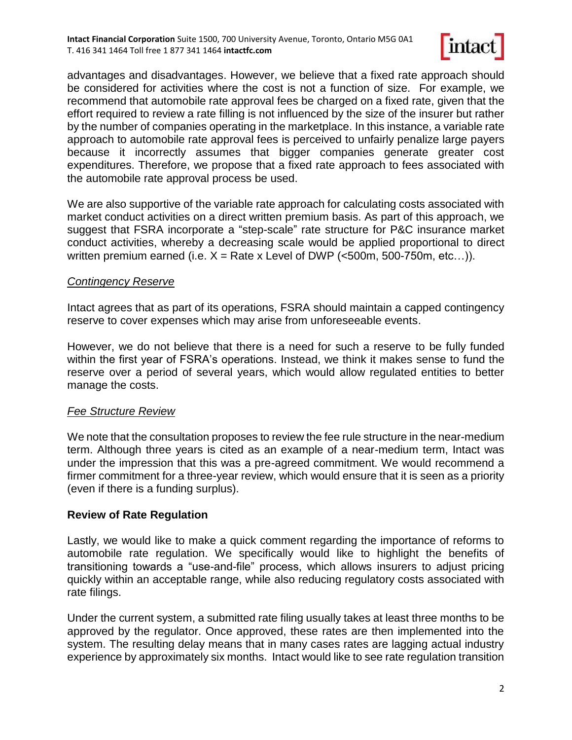advantages and disadvantages. However, we believe that a fixed rate approach should be considered for activities where the cost is not a function of size. For example, we recommend that automobile rate approval fees be charged on a fixed rate, given that the effort required to review a rate filling is not influenced by the size of the insurer but rather by the number of companies operating in the marketplace. In this instance, a variable rate approach to automobile rate approval fees is perceived to unfairly penalize large payers because it incorrectly assumes that bigger companies generate greater cost expenditures. Therefore, we propose that a fixed rate approach to fees associated with the automobile rate approval process be used.

We are also supportive of the variable rate approach for calculating costs associated with market conduct activities on a direct written premium basis. As part of this approach, we suggest that FSRA incorporate a "step-scale" rate structure for P&C insurance market conduct activities, whereby a decreasing scale would be applied proportional to direct written premium earned (i.e. X = Rate x Level of DWP (<500m, 500-750m, etc…)).

*Contingency Reserve*

Intact agrees that as part of its operations, FSRA should maintain a capped contingency reserve to cover expenses which may arise from unforeseeable events.

However, we do not believe that there is a need for such a reserve to be fully funded within the first year of FSRA's operations. Instead, we think it makes sense to fund the reserve over a period of several years, which would allow regulated entities to better manage the costs.

*Fee Structure Review*

We note that the consultation proposes to review the fee rule structure in the near-medium term. Although three years is cited as an example of a near-medium term, Intact was under the impression that this was a pre-agreed commitment. We would recommend a firmer commitment for a three-year review, which would ensure that it is seen as a priority (even if there is a funding surplus).

**Review of Rate Regulation**

Lastly, we would like to make a quick comment regarding the importance of reforms to automobile rate regulation. We specifically would like to highlight the benefits of transitioning towards a "use-and-file" process, which allows insurers to adjust pricing quickly within an acceptable range, while also reducing regulatory costs associated with rate filings.

Under the current system, a submitted rate filing usually takes at least three months to be approved by the regulator. Once approved, these rates are then implemented into the system. The resulting delay means that in many cases rates are lagging actual industry experience by approximately six months. Intact would like to see rate regulation transition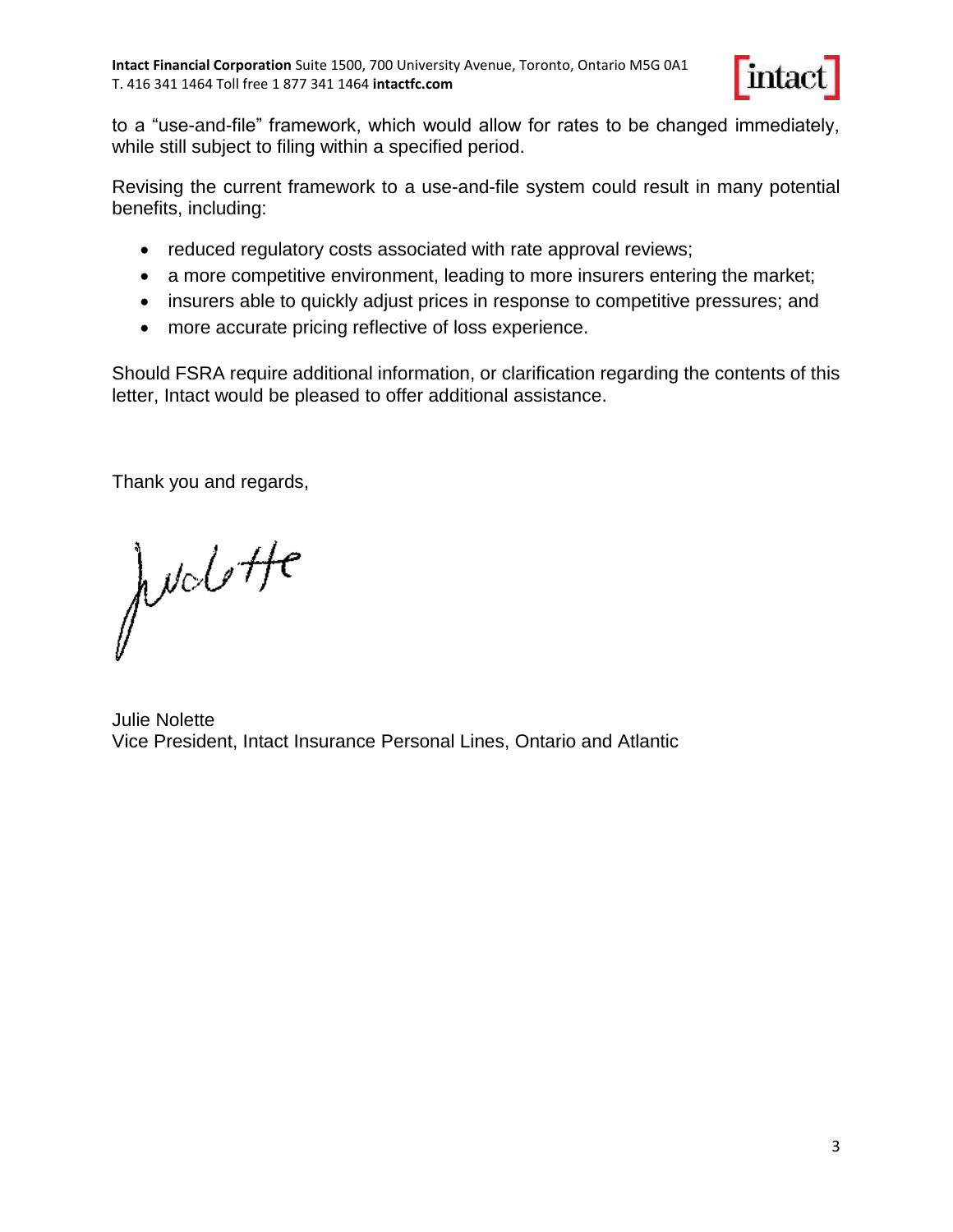to a "use-and-file" framework, which would allow for rates to be changed immediately, while still subject to filing within a specified period.

Revising the current framework to a use-and-file system could result in many potential benefits, including:

- reduced regulatory costs associated with rate approval reviews;
- a more competitive environment, leading to more insurers entering the market;
- insurers able to quickly adjust prices in response to competitive pressures; and
- more accurate pricing reflective of loss experience.

Should FSRA require additional information, or clarification regarding the contents of this letter, Intact would be pleased to offer additional assistance.

Thank you and regards,

Julie Nolette
Vice President, Intact Insurance Personal Lines, Ontario and Atlantic